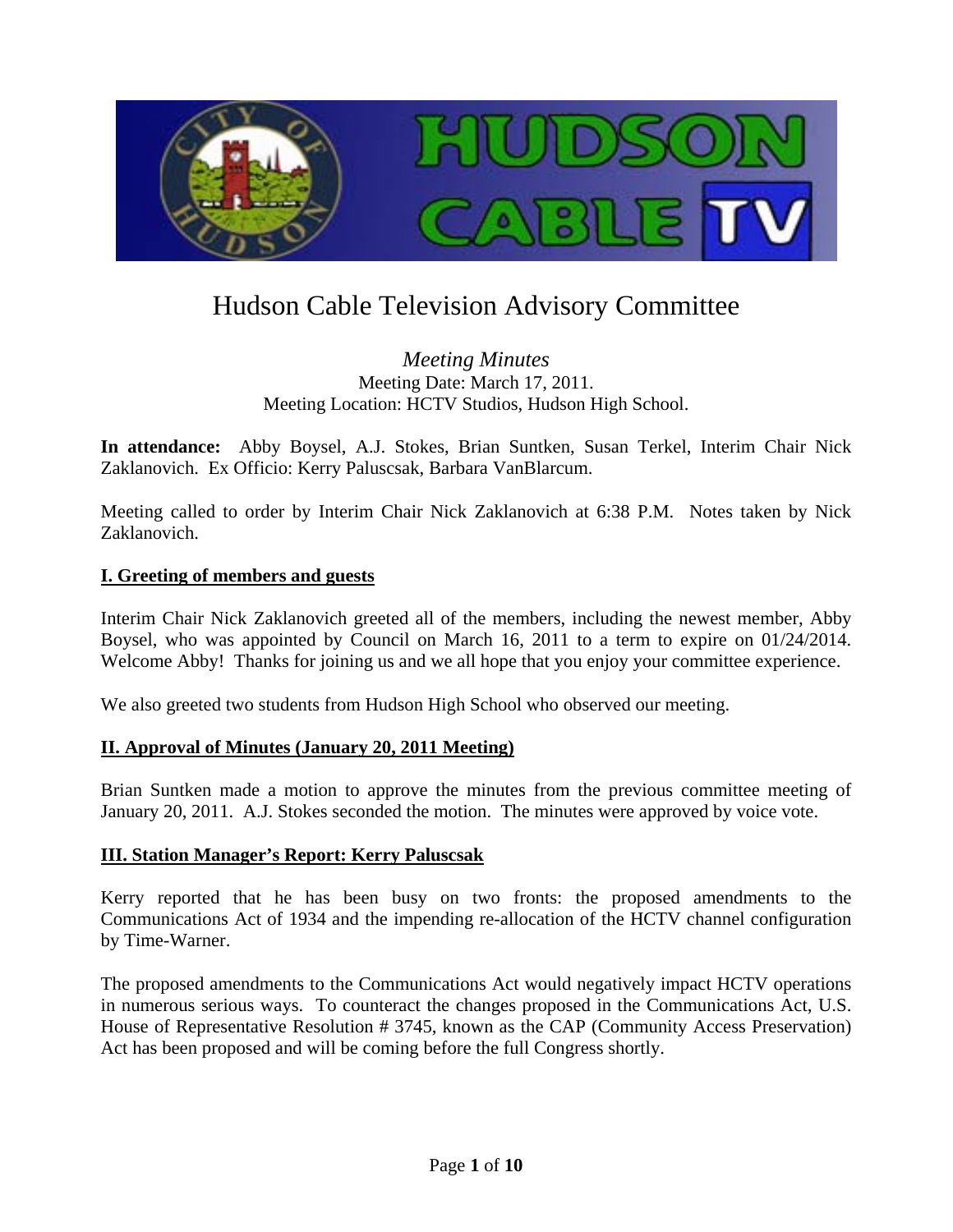# Hudson Cable Television Advisory Committee

*Meeting Minutes*
Meeting Date: March 17, 2011.
Meeting Location: HCTV Studios, Hudson High School.

**In attendance:** Abby Boysel, A.J. Stokes, Brian Suntken, Susan Terkel, Interim Chair Nick Zaklanovich. Ex Officio: Kerry Paluscsak, Barbara VanBlarcum.

Meeting called to order by Interim Chair Nick Zaklanovich at 6:38 P.M. Notes taken by Nick Zaklanovich.

## I. Greeting of members and guests

Interim Chair Nick Zaklanovich greeted all of the members, including the newest member, Abby Boysel, who was appointed by Council on March 16, 2011 to a term to expire on 01/24/2014. Welcome Abby! Thanks for joining us and we all hope that you enjoy your committee experience.

We also greeted two students from Hudson High School who observed our meeting.

## II. Approval of Minutes (January 20, 2011 Meeting)

Brian Suntken made a motion to approve the minutes from the previous committee meeting of January 20, 2011. A.J. Stokes seconded the motion. The minutes were approved by voice vote.

## III. Station Manager's Report: Kerry Paluscsak

Kerry reported that he has been busy on two fronts: the proposed amendments to the Communications Act of 1934 and the impending re-allocation of the HCTV channel configuration by Time-Warner.

The proposed amendments to the Communications Act would negatively impact HCTV operations in numerous serious ways. To counteract the changes proposed in the Communications Act, U.S. House of Representative Resolution # 3745, known as the CAP (Community Access Preservation) Act has been proposed and will be coming before the full Congress shortly.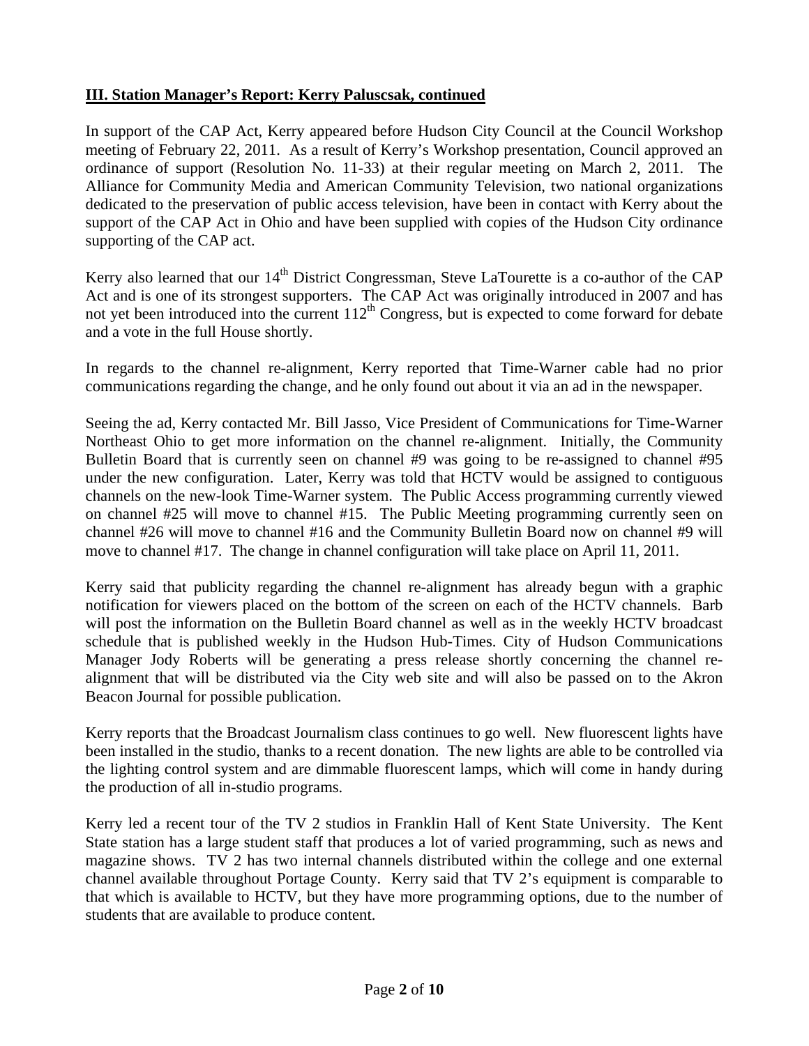## **III. Station Manager's Report: Kerry Paluscsak, continued**

In support of the CAP Act, Kerry appeared before Hudson City Council at the Council Workshop meeting of February 22, 2011. As a result of Kerry's Workshop presentation, Council approved an ordinance of support (Resolution No. 11-33) at their regular meeting on March 2, 2011. The Alliance for Community Media and American Community Television, two national organizations dedicated to the preservation of public access television, have been in contact with Kerry about the support of the CAP Act in Ohio and have been supplied with copies of the Hudson City ordinance supporting of the CAP act.

Kerry also learned that our 14th District Congressman, Steve LaTourette is a co-author of the CAP Act and is one of its strongest supporters. The CAP Act was originally introduced in 2007 and has not yet been introduced into the current 112th Congress, but is expected to come forward for debate and a vote in the full House shortly.

In regards to the channel re-alignment, Kerry reported that Time-Warner cable had no prior communications regarding the change, and he only found out about it via an ad in the newspaper.

Seeing the ad, Kerry contacted Mr. Bill Jasso, Vice President of Communications for Time-Warner Northeast Ohio to get more information on the channel re-alignment. Initially, the Community Bulletin Board that is currently seen on channel #9 was going to be re-assigned to channel #95 under the new configuration. Later, Kerry was told that HCTV would be assigned to contiguous channels on the new-look Time-Warner system. The Public Access programming currently viewed on channel #25 will move to channel #15. The Public Meeting programming currently seen on channel #26 will move to channel #16 and the Community Bulletin Board now on channel #9 will move to channel #17. The change in channel configuration will take place on April 11, 2011.

Kerry said that publicity regarding the channel re-alignment has already begun with a graphic notification for viewers placed on the bottom of the screen on each of the HCTV channels. Barb will post the information on the Bulletin Board channel as well as in the weekly HCTV broadcast schedule that is published weekly in the Hudson Hub-Times. City of Hudson Communications Manager Jody Roberts will be generating a press release shortly concerning the channel re-alignment that will be distributed via the City web site and will also be passed on to the Akron Beacon Journal for possible publication.

Kerry reports that the Broadcast Journalism class continues to go well. New fluorescent lights have been installed in the studio, thanks to a recent donation. The new lights are able to be controlled via the lighting control system and are dimmable fluorescent lamps, which will come in handy during the production of all in-studio programs.

Kerry led a recent tour of the TV 2 studios in Franklin Hall of Kent State University. The Kent State station has a large student staff that produces a lot of varied programming, such as news and magazine shows. TV 2 has two internal channels distributed within the college and one external channel available throughout Portage County. Kerry said that TV 2's equipment is comparable to that which is available to HCTV, but they have more programming options, due to the number of students that are available to produce content.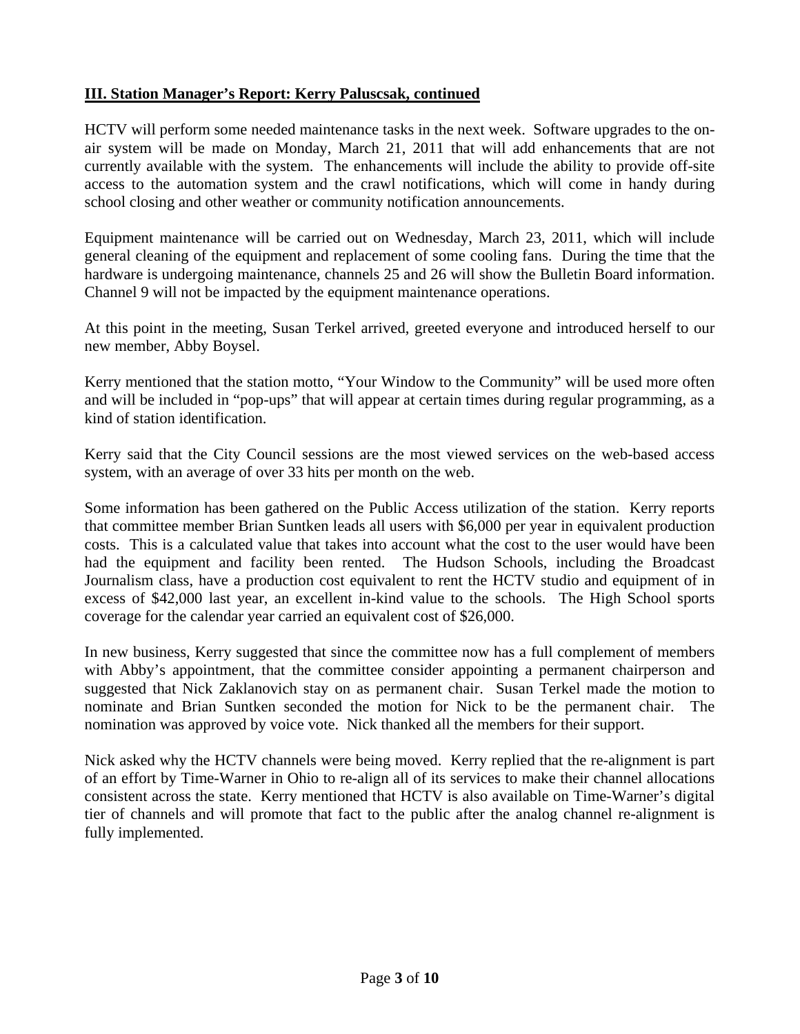## III. Station Manager's Report: Kerry Paluscsak, continued

HCTV will perform some needed maintenance tasks in the next week. Software upgrades to the on-air system will be made on Monday, March 21, 2011 that will add enhancements that are not currently available with the system. The enhancements will include the ability to provide off-site access to the automation system and the crawl notifications, which will come in handy during school closing and other weather or community notification announcements.

Equipment maintenance will be carried out on Wednesday, March 23, 2011, which will include general cleaning of the equipment and replacement of some cooling fans. During the time that the hardware is undergoing maintenance, channels 25 and 26 will show the Bulletin Board information. Channel 9 will not be impacted by the equipment maintenance operations.

At this point in the meeting, Susan Terkel arrived, greeted everyone and introduced herself to our new member, Abby Boysel.

Kerry mentioned that the station motto, "Your Window to the Community" will be used more often and will be included in "pop-ups" that will appear at certain times during regular programming, as a kind of station identification.

Kerry said that the City Council sessions are the most viewed services on the web-based access system, with an average of over 33 hits per month on the web.

Some information has been gathered on the Public Access utilization of the station. Kerry reports that committee member Brian Suntken leads all users with $6,000 per year in equivalent production costs. This is a calculated value that takes into account what the cost to the user would have been had the equipment and facility been rented. The Hudson Schools, including the Broadcast Journalism class, have a production cost equivalent to rent the HCTV studio and equipment of in excess of $42,000 last year, an excellent in-kind value to the schools. The High School sports coverage for the calendar year carried an equivalent cost of $26,000.

In new business, Kerry suggested that since the committee now has a full complement of members with Abby's appointment, that the committee consider appointing a permanent chairperson and suggested that Nick Zaklanovich stay on as permanent chair. Susan Terkel made the motion to nominate and Brian Suntken seconded the motion for Nick to be the permanent chair. The nomination was approved by voice vote. Nick thanked all the members for their support.

Nick asked why the HCTV channels were being moved. Kerry replied that the re-alignment is part of an effort by Time-Warner in Ohio to re-align all of its services to make their channel allocations consistent across the state. Kerry mentioned that HCTV is also available on Time-Warner's digital tier of channels and will promote that fact to the public after the analog channel re-alignment is fully implemented.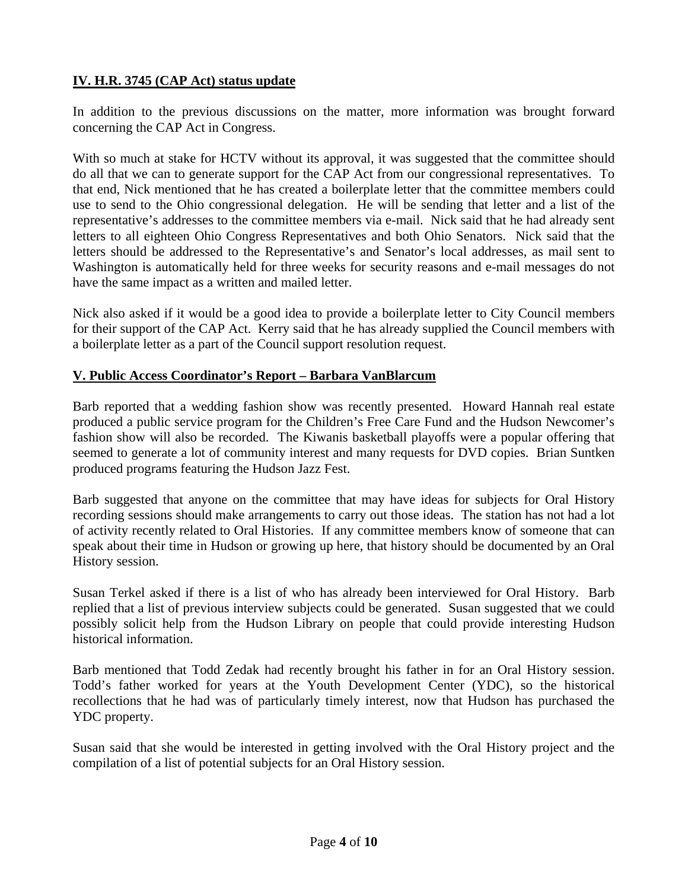## **IV. H.R. 3745 (CAP Act) status update**

In addition to the previous discussions on the matter, more information was brought forward concerning the CAP Act in Congress.

With so much at stake for HCTV without its approval, it was suggested that the committee should do all that we can to generate support for the CAP Act from our congressional representatives. To that end, Nick mentioned that he has created a boilerplate letter that the committee members could use to send to the Ohio congressional delegation. He will be sending that letter and a list of the representative's addresses to the committee members via e-mail. Nick said that he had already sent letters to all eighteen Ohio Congress Representatives and both Ohio Senators. Nick said that the letters should be addressed to the Representative's and Senator's local addresses, as mail sent to Washington is automatically held for three weeks for security reasons and e-mail messages do not have the same impact as a written and mailed letter.

Nick also asked if it would be a good idea to provide a boilerplate letter to City Council members for their support of the CAP Act. Kerry said that he has already supplied the Council members with a boilerplate letter as a part of the Council support resolution request.

## **V. Public Access Coordinator's Report – Barbara VanBlarcum**

Barb reported that a wedding fashion show was recently presented. Howard Hannah real estate produced a public service program for the Children's Free Care Fund and the Hudson Newcomer's fashion show will also be recorded. The Kiwanis basketball playoffs were a popular offering that seemed to generate a lot of community interest and many requests for DVD copies. Brian Suntken produced programs featuring the Hudson Jazz Fest.

Barb suggested that anyone on the committee that may have ideas for subjects for Oral History recording sessions should make arrangements to carry out those ideas. The station has not had a lot of activity recently related to Oral Histories. If any committee members know of someone that can speak about their time in Hudson or growing up here, that history should be documented by an Oral History session.

Susan Terkel asked if there is a list of who has already been interviewed for Oral History. Barb replied that a list of previous interview subjects could be generated. Susan suggested that we could possibly solicit help from the Hudson Library on people that could provide interesting Hudson historical information.

Barb mentioned that Todd Zedak had recently brought his father in for an Oral History session. Todd's father worked for years at the Youth Development Center (YDC), so the historical recollections that he had was of particularly timely interest, now that Hudson has purchased the YDC property.

Susan said that she would be interested in getting involved with the Oral History project and the compilation of a list of potential subjects for an Oral History session.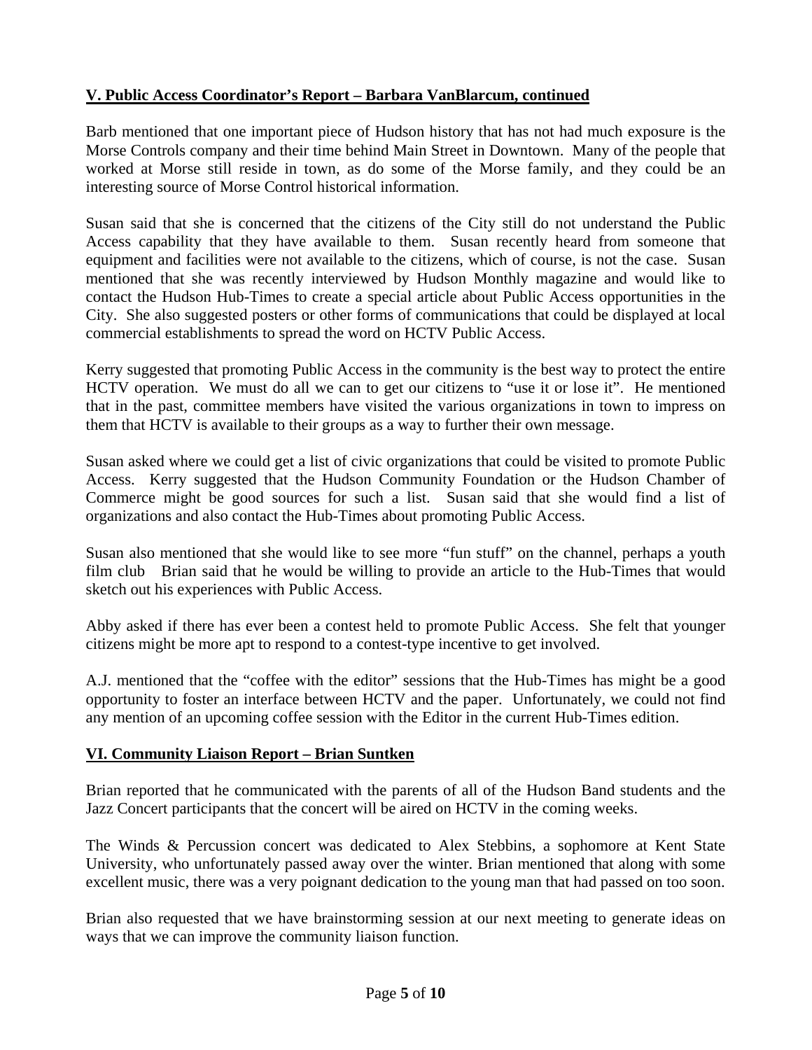## V. Public Access Coordinator's Report – Barbara VanBlarcum, continued

Barb mentioned that one important piece of Hudson history that has not had much exposure is the Morse Controls company and their time behind Main Street in Downtown. Many of the people that worked at Morse still reside in town, as do some of the Morse family, and they could be an interesting source of Morse Control historical information.

Susan said that she is concerned that the citizens of the City still do not understand the Public Access capability that they have available to them. Susan recently heard from someone that equipment and facilities were not available to the citizens, which of course, is not the case. Susan mentioned that she was recently interviewed by Hudson Monthly magazine and would like to contact the Hudson Hub-Times to create a special article about Public Access opportunities in the City. She also suggested posters or other forms of communications that could be displayed at local commercial establishments to spread the word on HCTV Public Access.

Kerry suggested that promoting Public Access in the community is the best way to protect the entire HCTV operation. We must do all we can to get our citizens to "use it or lose it". He mentioned that in the past, committee members have visited the various organizations in town to impress on them that HCTV is available to their groups as a way to further their own message.

Susan asked where we could get a list of civic organizations that could be visited to promote Public Access. Kerry suggested that the Hudson Community Foundation or the Hudson Chamber of Commerce might be good sources for such a list. Susan said that she would find a list of organizations and also contact the Hub-Times about promoting Public Access.

Susan also mentioned that she would like to see more "fun stuff" on the channel, perhaps a youth film club Brian said that he would be willing to provide an article to the Hub-Times that would sketch out his experiences with Public Access.

Abby asked if there has ever been a contest held to promote Public Access. She felt that younger citizens might be more apt to respond to a contest-type incentive to get involved.

A.J. mentioned that the "coffee with the editor" sessions that the Hub-Times has might be a good opportunity to foster an interface between HCTV and the paper. Unfortunately, we could not find any mention of an upcoming coffee session with the Editor in the current Hub-Times edition.

## VI. Community Liaison Report – Brian Suntken

Brian reported that he communicated with the parents of all of the Hudson Band students and the Jazz Concert participants that the concert will be aired on HCTV in the coming weeks.

The Winds & Percussion concert was dedicated to Alex Stebbins, a sophomore at Kent State University, who unfortunately passed away over the winter. Brian mentioned that along with some excellent music, there was a very poignant dedication to the young man that had passed on too soon.

Brian also requested that we have brainstorming session at our next meeting to generate ideas on ways that we can improve the community liaison function.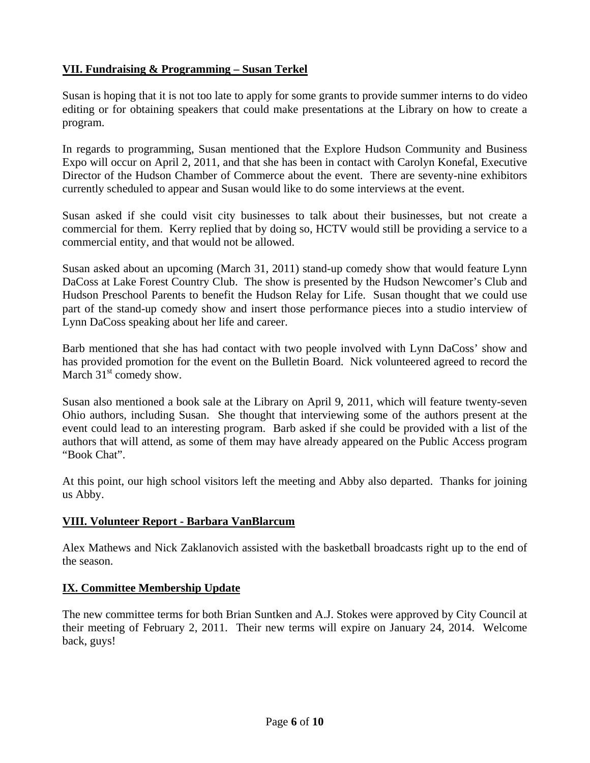## VII. Fundraising & Programming – Susan Terkel

Susan is hoping that it is not too late to apply for some grants to provide summer interns to do video editing or for obtaining speakers that could make presentations at the Library on how to create a program.

In regards to programming, Susan mentioned that the Explore Hudson Community and Business Expo will occur on April 2, 2011, and that she has been in contact with Carolyn Konefal, Executive Director of the Hudson Chamber of Commerce about the event. There are seventy-nine exhibitors currently scheduled to appear and Susan would like to do some interviews at the event.

Susan asked if she could visit city businesses to talk about their businesses, but not create a commercial for them. Kerry replied that by doing so, HCTV would still be providing a service to a commercial entity, and that would not be allowed.

Susan asked about an upcoming (March 31, 2011) stand-up comedy show that would feature Lynn DaCoss at Lake Forest Country Club. The show is presented by the Hudson Newcomer's Club and Hudson Preschool Parents to benefit the Hudson Relay for Life. Susan thought that we could use part of the stand-up comedy show and insert those performance pieces into a studio interview of Lynn DaCoss speaking about her life and career.

Barb mentioned that she has had contact with two people involved with Lynn DaCoss' show and has provided promotion for the event on the Bulletin Board. Nick volunteered agreed to record the March 31st comedy show.

Susan also mentioned a book sale at the Library on April 9, 2011, which will feature twenty-seven Ohio authors, including Susan. She thought that interviewing some of the authors present at the event could lead to an interesting program. Barb asked if she could be provided with a list of the authors that will attend, as some of them may have already appeared on the Public Access program "Book Chat".

At this point, our high school visitors left the meeting and Abby also departed. Thanks for joining us Abby.

## VIII. Volunteer Report - Barbara VanBlarcum

Alex Mathews and Nick Zaklanovich assisted with the basketball broadcasts right up to the end of the season.

## IX. Committee Membership Update

The new committee terms for both Brian Suntken and A.J. Stokes were approved by City Council at their meeting of February 2, 2011. Their new terms will expire on January 24, 2014. Welcome back, guys!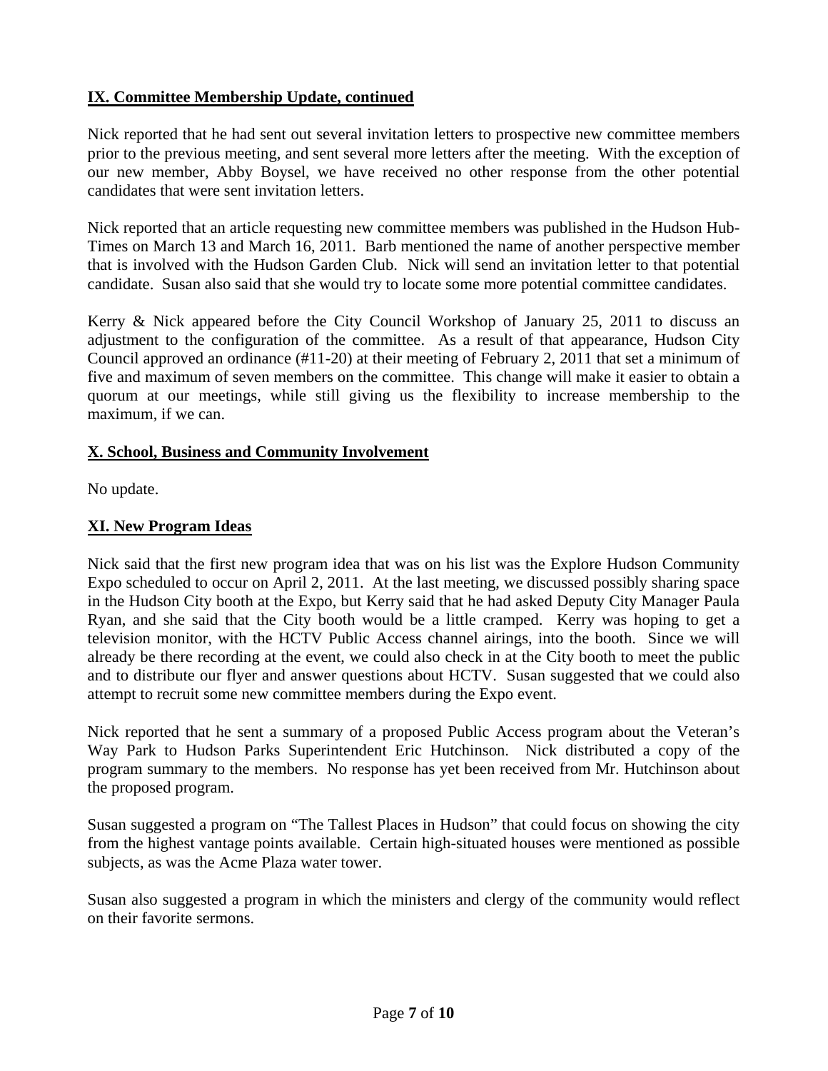## IX. Committee Membership Update, continued

Nick reported that he had sent out several invitation letters to prospective new committee members prior to the previous meeting, and sent several more letters after the meeting. With the exception of our new member, Abby Boysel, we have received no other response from the other potential candidates that were sent invitation letters.

Nick reported that an article requesting new committee members was published in the Hudson Hub-Times on March 13 and March 16, 2011. Barb mentioned the name of another perspective member that is involved with the Hudson Garden Club. Nick will send an invitation letter to that potential candidate. Susan also said that she would try to locate some more potential committee candidates.

Kerry & Nick appeared before the City Council Workshop of January 25, 2011 to discuss an adjustment to the configuration of the committee. As a result of that appearance, Hudson City Council approved an ordinance (#11-20) at their meeting of February 2, 2011 that set a minimum of five and maximum of seven members on the committee. This change will make it easier to obtain a quorum at our meetings, while still giving us the flexibility to increase membership to the maximum, if we can.

## X. School, Business and Community Involvement

No update.

## XI. New Program Ideas

Nick said that the first new program idea that was on his list was the Explore Hudson Community Expo scheduled to occur on April 2, 2011. At the last meeting, we discussed possibly sharing space in the Hudson City booth at the Expo, but Kerry said that he had asked Deputy City Manager Paula Ryan, and she said that the City booth would be a little cramped. Kerry was hoping to get a television monitor, with the HCTV Public Access channel airings, into the booth. Since we will already be there recording at the event, we could also check in at the City booth to meet the public and to distribute our flyer and answer questions about HCTV. Susan suggested that we could also attempt to recruit some new committee members during the Expo event.

Nick reported that he sent a summary of a proposed Public Access program about the Veteran's Way Park to Hudson Parks Superintendent Eric Hutchinson. Nick distributed a copy of the program summary to the members. No response has yet been received from Mr. Hutchinson about the proposed program.

Susan suggested a program on "The Tallest Places in Hudson" that could focus on showing the city from the highest vantage points available. Certain high-situated houses were mentioned as possible subjects, as was the Acme Plaza water tower.

Susan also suggested a program in which the ministers and clergy of the community would reflect on their favorite sermons.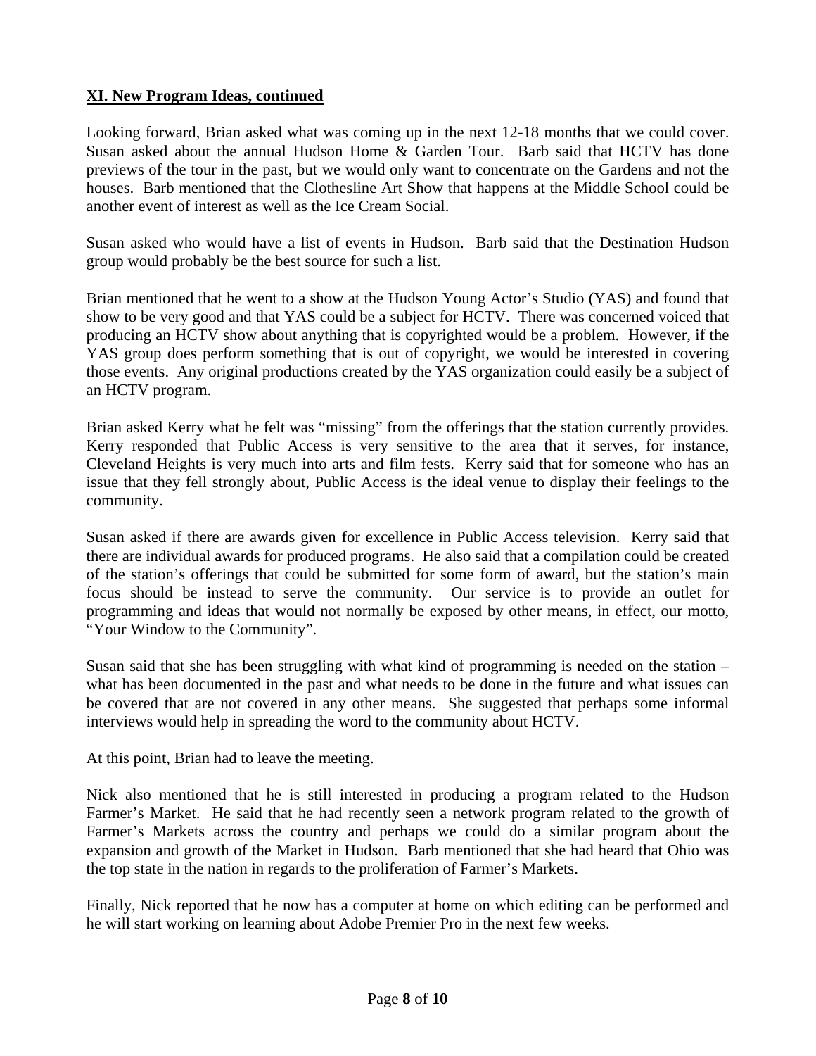**XI. New Program Ideas, continued**

Looking forward, Brian asked what was coming up in the next 12-18 months that we could cover. Susan asked about the annual Hudson Home & Garden Tour. Barb said that HCTV has done previews of the tour in the past, but we would only want to concentrate on the Gardens and not the houses. Barb mentioned that the Clothesline Art Show that happens at the Middle School could be another event of interest as well as the Ice Cream Social.

Susan asked who would have a list of events in Hudson. Barb said that the Destination Hudson group would probably be the best source for such a list.

Brian mentioned that he went to a show at the Hudson Young Actor's Studio (YAS) and found that show to be very good and that YAS could be a subject for HCTV. There was concerned voiced that producing an HCTV show about anything that is copyrighted would be a problem. However, if the YAS group does perform something that is out of copyright, we would be interested in covering those events. Any original productions created by the YAS organization could easily be a subject of an HCTV program.

Brian asked Kerry what he felt was "missing" from the offerings that the station currently provides. Kerry responded that Public Access is very sensitive to the area that it serves, for instance, Cleveland Heights is very much into arts and film fests. Kerry said that for someone who has an issue that they fell strongly about, Public Access is the ideal venue to display their feelings to the community.

Susan asked if there are awards given for excellence in Public Access television. Kerry said that there are individual awards for produced programs. He also said that a compilation could be created of the station's offerings that could be submitted for some form of award, but the station's main focus should be instead to serve the community. Our service is to provide an outlet for programming and ideas that would not normally be exposed by other means, in effect, our motto, "Your Window to the Community".

Susan said that she has been struggling with what kind of programming is needed on the station – what has been documented in the past and what needs to be done in the future and what issues can be covered that are not covered in any other means. She suggested that perhaps some informal interviews would help in spreading the word to the community about HCTV.

At this point, Brian had to leave the meeting.

Nick also mentioned that he is still interested in producing a program related to the Hudson Farmer's Market. He said that he had recently seen a network program related to the growth of Farmer's Markets across the country and perhaps we could do a similar program about the expansion and growth of the Market in Hudson. Barb mentioned that she had heard that Ohio was the top state in the nation in regards to the proliferation of Farmer's Markets.

Finally, Nick reported that he now has a computer at home on which editing can be performed and he will start working on learning about Adobe Premier Pro in the next few weeks.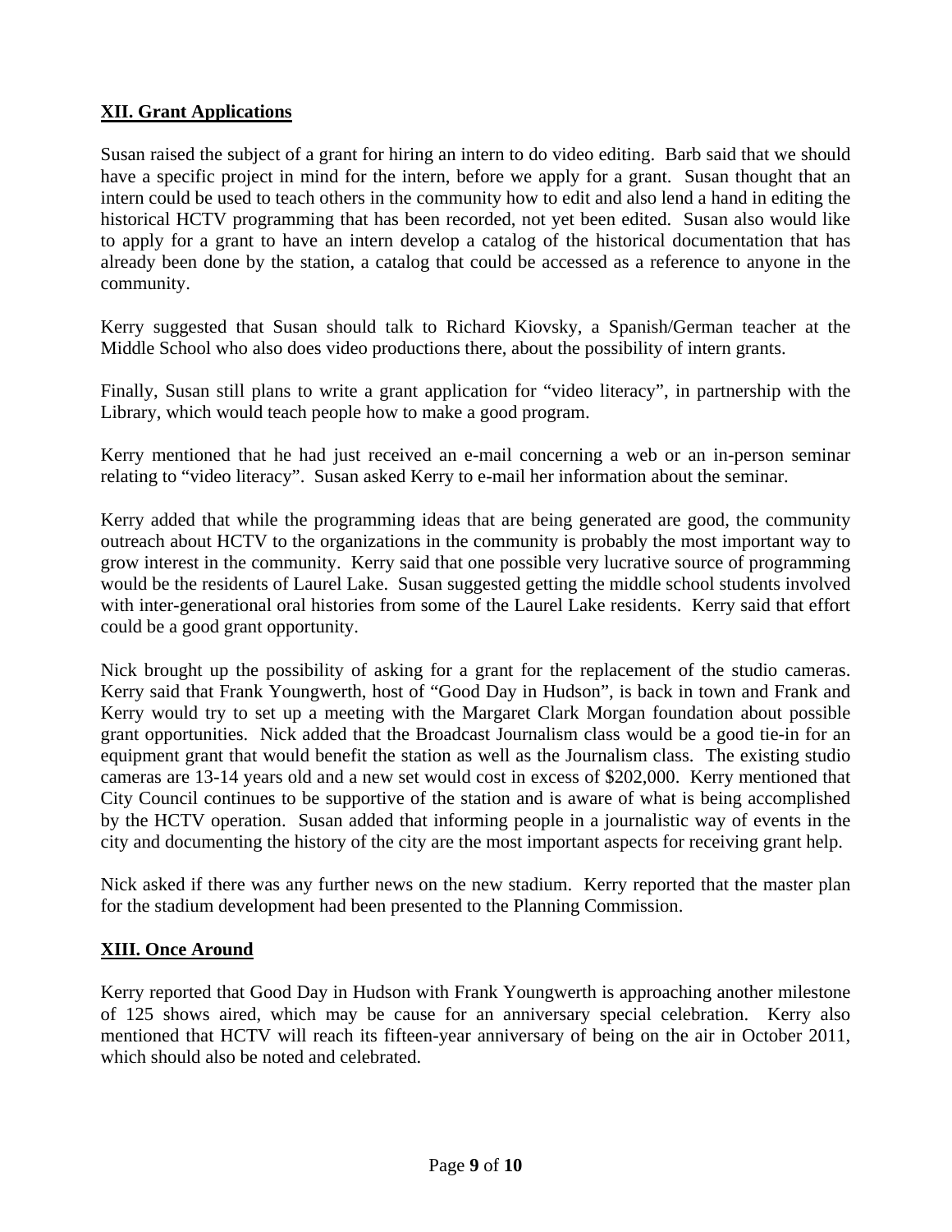## XII. Grant Applications

Susan raised the subject of a grant for hiring an intern to do video editing. Barb said that we should have a specific project in mind for the intern, before we apply for a grant. Susan thought that an intern could be used to teach others in the community how to edit and also lend a hand in editing the historical HCTV programming that has been recorded, not yet been edited. Susan also would like to apply for a grant to have an intern develop a catalog of the historical documentation that has already been done by the station, a catalog that could be accessed as a reference to anyone in the community.

Kerry suggested that Susan should talk to Richard Kiovsky, a Spanish/German teacher at the Middle School who also does video productions there, about the possibility of intern grants.

Finally, Susan still plans to write a grant application for "video literacy", in partnership with the Library, which would teach people how to make a good program.

Kerry mentioned that he had just received an e-mail concerning a web or an in-person seminar relating to "video literacy". Susan asked Kerry to e-mail her information about the seminar.

Kerry added that while the programming ideas that are being generated are good, the community outreach about HCTV to the organizations in the community is probably the most important way to grow interest in the community. Kerry said that one possible very lucrative source of programming would be the residents of Laurel Lake. Susan suggested getting the middle school students involved with inter-generational oral histories from some of the Laurel Lake residents. Kerry said that effort could be a good grant opportunity.

Nick brought up the possibility of asking for a grant for the replacement of the studio cameras. Kerry said that Frank Youngwerth, host of "Good Day in Hudson", is back in town and Frank and Kerry would try to set up a meeting with the Margaret Clark Morgan foundation about possible grant opportunities. Nick added that the Broadcast Journalism class would be a good tie-in for an equipment grant that would benefit the station as well as the Journalism class. The existing studio cameras are 13-14 years old and a new set would cost in excess of $202,000. Kerry mentioned that City Council continues to be supportive of the station and is aware of what is being accomplished by the HCTV operation. Susan added that informing people in a journalistic way of events in the city and documenting the history of the city are the most important aspects for receiving grant help.

Nick asked if there was any further news on the new stadium. Kerry reported that the master plan for the stadium development had been presented to the Planning Commission.

## XIII. Once Around

Kerry reported that Good Day in Hudson with Frank Youngwerth is approaching another milestone of 125 shows aired, which may be cause for an anniversary special celebration. Kerry also mentioned that HCTV will reach its fifteen-year anniversary of being on the air in October 2011, which should also be noted and celebrated.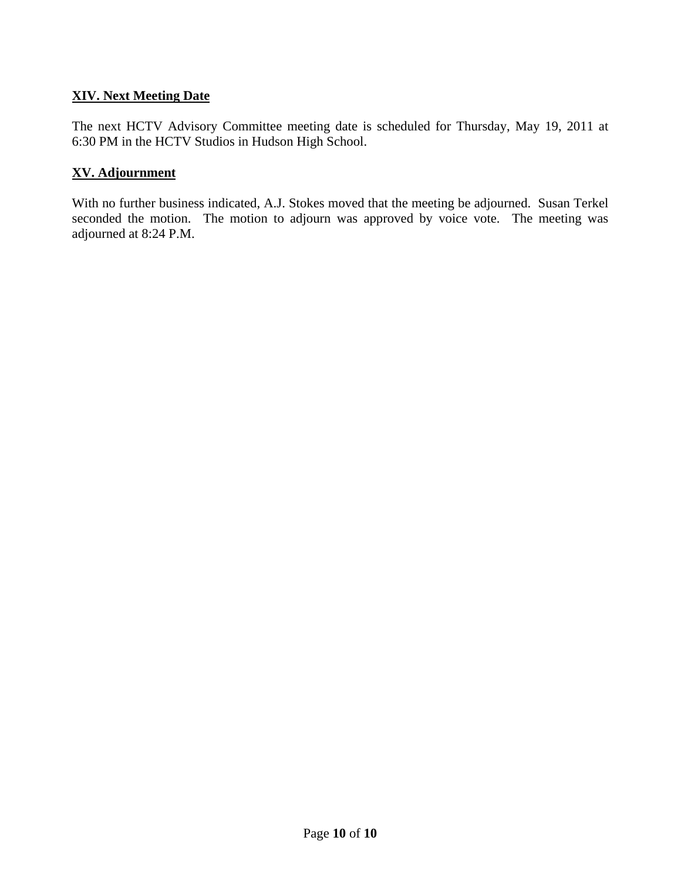## XIV. Next Meeting Date

The next HCTV Advisory Committee meeting date is scheduled for Thursday, May 19, 2011 at 6:30 PM in the HCTV Studios in Hudson High School.

## XV. Adjournment

With no further business indicated, A.J. Stokes moved that the meeting be adjourned. Susan Terkel seconded the motion. The motion to adjourn was approved by voice vote. The meeting was adjourned at 8:24 P.M.